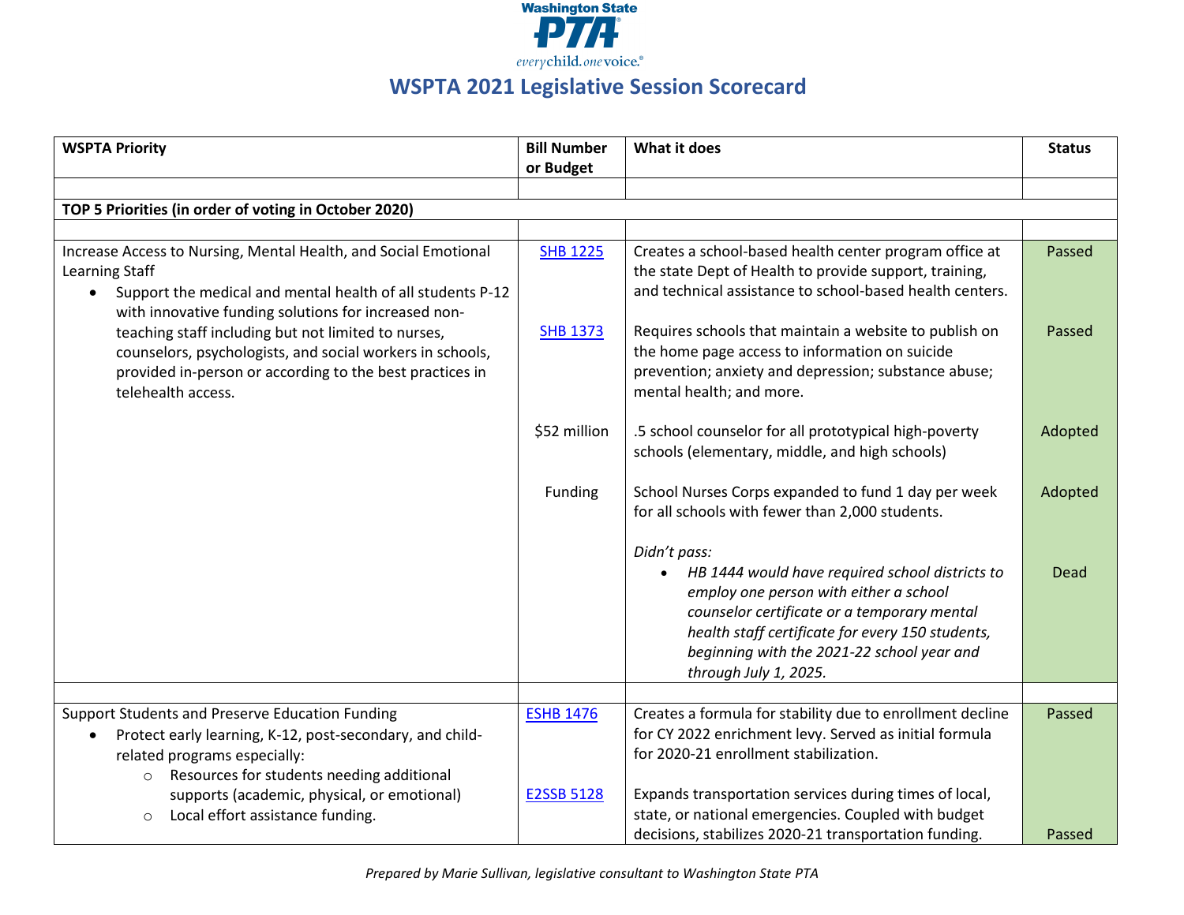Washington State PTA

everychild. onevoice.

# WSPTA 2021 Legislative Session Scorecard

| WSPTA Priority | Bill Number or Budget | What it does | Status |
|---|---|---|---|
| | | | |
| **TOP 5 Priorities (in order of voting in October 2020)** | | | |
| | | | |
| Increase Access to Nursing, Mental Health, and Social Emotional Learning Staff<br>• Support the medical and mental health of all students P-12 with innovative funding solutions for increased non-teaching staff including but not limited to nurses, counselors, psychologists, and social workers in schools, provided in-person or according to the best practices in telehealth access. | SHB 1225 | Creates a school-based health center program office at the state Dept of Health to provide support, training, and technical assistance to school-based health centers. | Passed |
| | SHB 1373 | Requires schools that maintain a website to publish on the home page access to information on suicide prevention; anxiety and depression; substance abuse; mental health; and more. | Passed |
| | $52 million | .5 school counselor for all prototypical high-poverty schools (elementary, middle, and high schools) | Adopted |
| | Funding | School Nurses Corps expanded to fund 1 day per week for all schools with fewer than 2,000 students. | Adopted |
| | | *Didn't pass:*<br>• *HB 1444 would have required school districts to employ one person with either a school counselor certificate or a temporary mental health staff certificate for every 150 students, beginning with the 2021-22 school year and through July 1, 2025.* | Dead |
| | | | |
| Support Students and Preserve Education Funding<br>• Protect early learning, K-12, post-secondary, and child-related programs especially:<br>  ○ Resources for students needing additional supports (academic, physical, or emotional)<br>  ○ Local effort assistance funding. | ESHB 1476 | Creates a formula for stability due to enrollment decline for CY 2022 enrichment levy. Served as initial formula for 2020-21 enrollment stabilization. | Passed |
| | E2SSB 5128 | Expands transportation services during times of local, state, or national emergencies. Coupled with budget decisions, stabilizes 2020-21 transportation funding. | Passed |

*Prepared by Marie Sullivan, legislative consultant to Washington State PTA*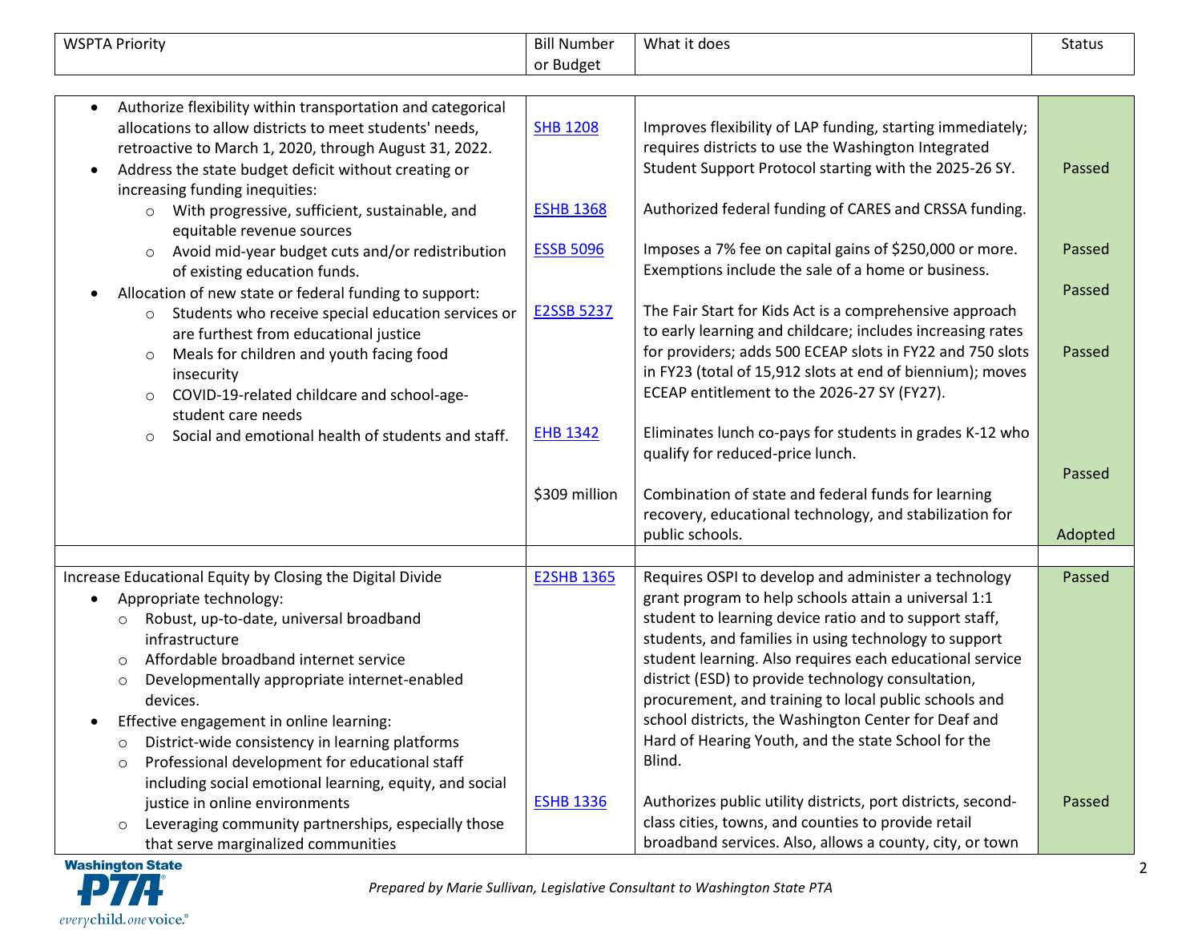| WSPTA Priority | Bill Number or Budget | What it does | Status |
|---|---|---|---|
| • Authorize flexibility within transportation and categorical allocations to allow districts to meet students' needs, retroactive to March 1, 2020, through August 31, 2022.<br>• Address the state budget deficit without creating or increasing funding inequities:<br>  ○ With progressive, sufficient, sustainable, and equitable revenue sources<br>  ○ Avoid mid-year budget cuts and/or redistribution of existing education funds.<br>• Allocation of new state or federal funding to support:<br>  ○ Students who receive special education services or are furthest from educational justice<br>  ○ Meals for children and youth facing food insecurity<br>  ○ COVID-19-related childcare and school-age-student care needs<br>  ○ Social and emotional health of students and staff. | SHB 1208 | Improves flexibility of LAP funding, starting immediately; requires districts to use the Washington Integrated Student Support Protocol starting with the 2025-26 SY. | Passed |
| | ESHB 1368 | Authorized federal funding of CARES and CRSSA funding. | Passed |
| | ESSB 5096 | Imposes a 7% fee on capital gains of $250,000 or more. Exemptions include the sale of a home or business. | Passed |
| | E2SSB 5237 | The Fair Start for Kids Act is a comprehensive approach to early learning and childcare; includes increasing rates for providers; adds 500 ECEAP slots in FY22 and 750 slots in FY23 (total of 15,912 slots at end of biennium); moves ECEAP entitlement to the 2026-27 SY (FY27). | Passed |
| | EHB 1342 | Eliminates lunch co-pays for students in grades K-12 who qualify for reduced-price lunch. | Passed |
| | $309 million | Combination of state and federal funds for learning recovery, educational technology, and stabilization for public schools. | Adopted |
| | | | |
| Increase Educational Equity by Closing the Digital Divide<br>• Appropriate technology:<br>  ○ Robust, up-to-date, universal broadband infrastructure<br>  ○ Affordable broadband internet service<br>  ○ Developmentally appropriate internet-enabled devices.<br>• Effective engagement in online learning:<br>  ○ District-wide consistency in learning platforms<br>  ○ Professional development for educational staff including social emotional learning, equity, and social justice in online environments<br>  ○ Leveraging community partnerships, especially those that serve marginalized communities | E2SHB 1365 | Requires OSPI to develop and administer a technology grant program to help schools attain a universal 1:1 student to learning device ratio and to support staff, students, and families in using technology to support student learning. Also requires each educational service district (ESD) to provide technology consultation, procurement, and training to local public schools and school districts, the Washington Center for Deaf and Hard of Hearing Youth, and the state School for the Blind. | Passed |
| | ESHB 1336 | Authorizes public utility districts, port districts, second-class cities, towns, and counties to provide retail broadband services. Also, allows a county, city, or town | Passed |

*Prepared by Marie Sullivan, Legislative Consultant to Washington State PTA*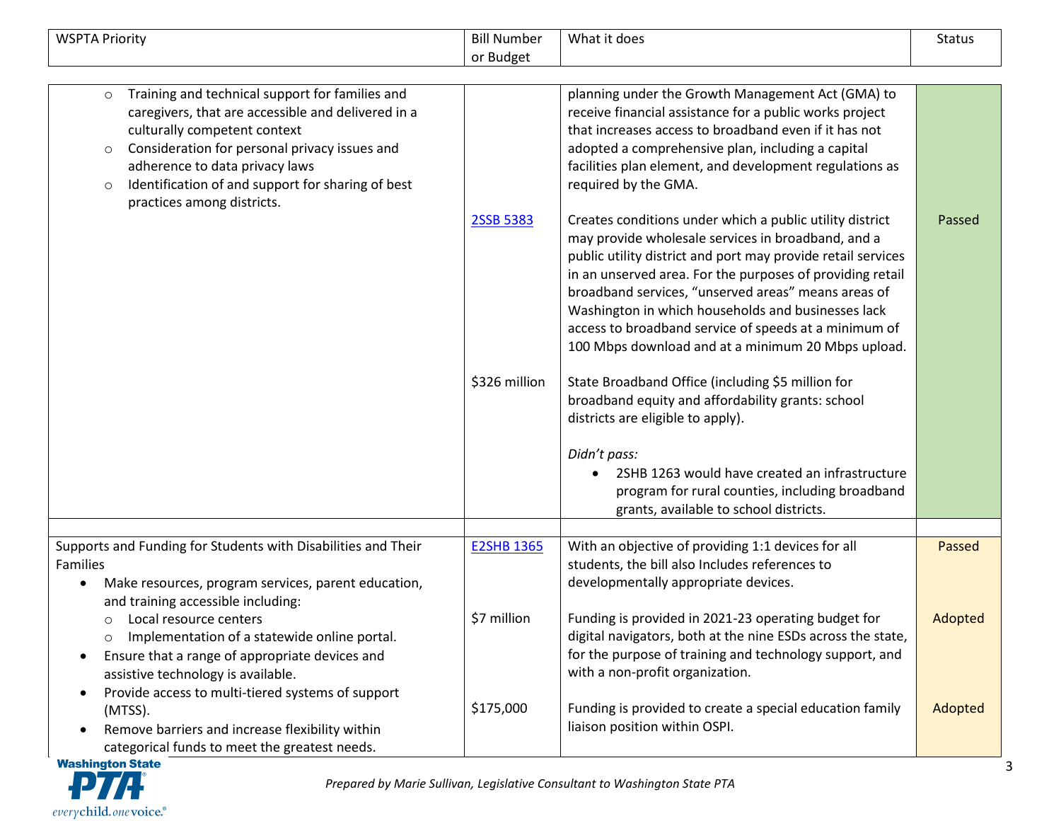| WSPTA Priority | Bill Number or Budget | What it does | Status |
|---|---|---|---|
| ○ Training and technical support for families and caregivers, that are accessible and delivered in a culturally competent context<br>○ Consideration for personal privacy issues and adherence to data privacy laws<br>○ Identification of and support for sharing of best practices among districts. | | planning under the Growth Management Act (GMA) to receive financial assistance for a public works project that increases access to broadband even if it has not adopted a comprehensive plan, including a capital facilities plan element, and development regulations as required by the GMA. | |
| | 2SSB 5383 | Creates conditions under which a public utility district may provide wholesale services in broadband, and a public utility district and port may provide retail services in an unserved area. For the purposes of providing retail broadband services, "unserved areas" means areas of Washington in which households and businesses lack access to broadband service of speeds at a minimum of 100 Mbps download and at a minimum 20 Mbps upload. | Passed |
| | $326 million | State Broadband Office (including $5 million for broadband equity and affordability grants: school districts are eligible to apply).<br><br>*Didn't pass:*<br>• 2SHB 1263 would have created an infrastructure program for rural counties, including broadband grants, available to school districts. | |
| | | | |
| Supports and Funding for Students with Disabilities and Their Families<br>• Make resources, program services, parent education, and training accessible including:<br>○ Local resource centers<br>○ Implementation of a statewide online portal.<br>• Ensure that a range of appropriate devices and assistive technology is available.<br>• Provide access to multi-tiered systems of support (MTSS).<br>• Remove barriers and increase flexibility within categorical funds to meet the greatest needs. | E2SHB 1365 | With an objective of providing 1:1 devices for all students, the bill also Includes references to developmentally appropriate devices. | Passed |
| | $7 million | Funding is provided in 2021-23 operating budget for digital navigators, both at the nine ESDs across the state, for the purpose of training and technology support, and with a non-profit organization. | Adopted |
| | $175,000 | Funding is provided to create a special education family liaison position within OSPI. | Adopted |

*Prepared by Marie Sullivan, Legislative Consultant to Washington State PTA*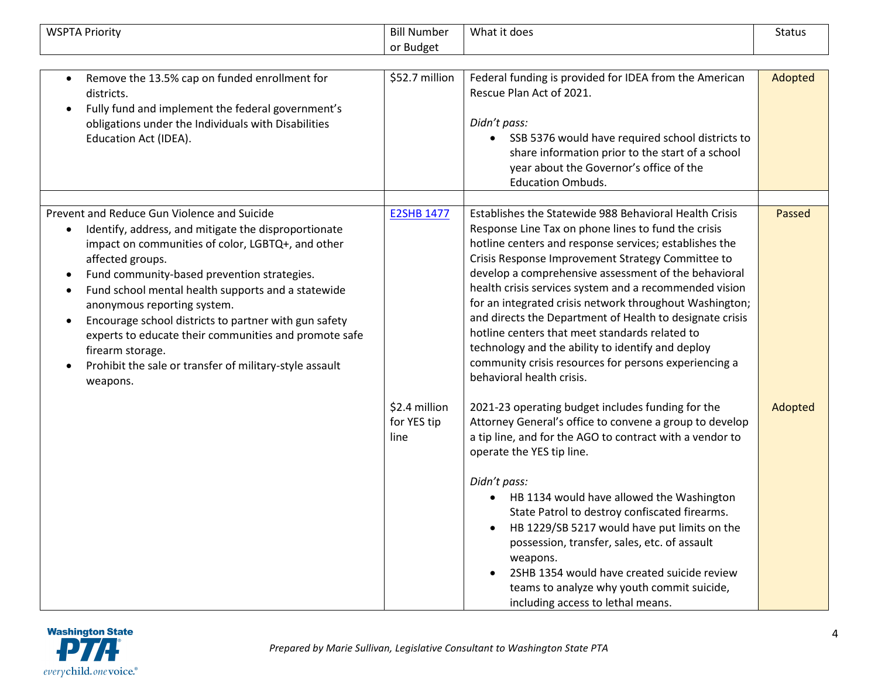| WSPTA Priority | Bill Number or Budget | What it does | Status |
|---|---|---|---|
| • Remove the 13.5% cap on funded enrollment for districts.<br>• Fully fund and implement the federal government's obligations under the Individuals with Disabilities Education Act (IDEA). | $52.7 million | Federal funding is provided for IDEA from the American Rescue Plan Act of 2021.<br><br>*Didn't pass:*<br>• SSB 5376 would have required school districts to share information prior to the start of a school year about the Governor's office of the Education Ombuds. | Adopted |
| | | | |
| Prevent and Reduce Gun Violence and Suicide<br>• Identify, address, and mitigate the disproportionate impact on communities of color, LGBTQ+, and other affected groups.<br>• Fund community-based prevention strategies.<br>• Fund school mental health supports and a statewide anonymous reporting system.<br>• Encourage school districts to partner with gun safety experts to educate their communities and promote safe firearm storage.<br>• Prohibit the sale or transfer of military-style assault weapons. | E2SHB 1477 | Establishes the Statewide 988 Behavioral Health Crisis Response Line Tax on phone lines to fund the crisis hotline centers and response services; establishes the Crisis Response Improvement Strategy Committee to develop a comprehensive assessment of the behavioral health crisis services system and a recommended vision for an integrated crisis network throughout Washington; and directs the Department of Health to designate crisis hotline centers that meet standards related to technology and the ability to identify and deploy community crisis resources for persons experiencing a behavioral health crisis. | Passed |
| | $2.4 million for YES tip line | 2021-23 operating budget includes funding for the Attorney General's office to convene a group to develop a tip line, and for the AGO to contract with a vendor to operate the YES tip line.<br><br>*Didn't pass:*<br>• HB 1134 would have allowed the Washington State Patrol to destroy confiscated firearms.<br>• HB 1229/SB 5217 would have put limits on the possession, transfer, sales, etc. of assault weapons.<br>• 2SHB 1354 would have created suicide review teams to analyze why youth commit suicide, including access to lethal means. | Adopted |

*Prepared by Marie Sullivan, Legislative Consultant to Washington State PTA*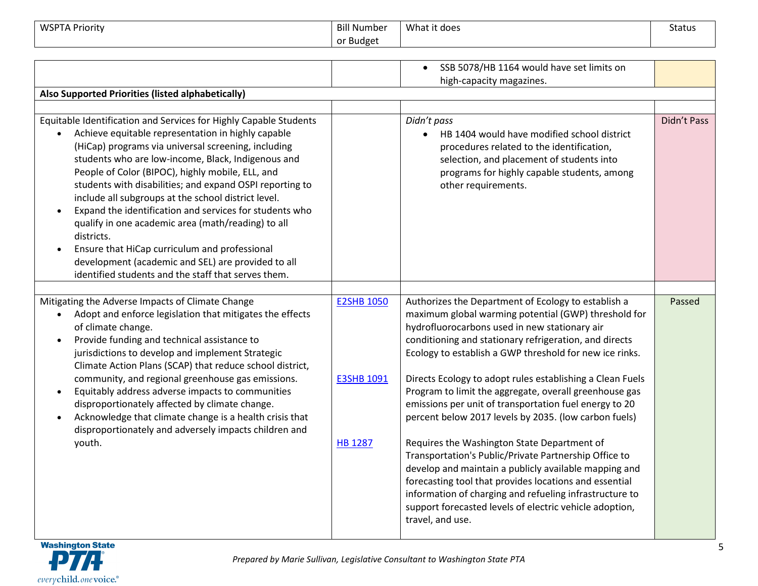| WSPTA Priority | Bill Number or Budget | What it does | Status |
|---|---|---|---|
| | | • SSB 5078/HB 1164 would have set limits on high-capacity magazines. | |
| **Also Supported Priorities (listed alphabetically)** | | | |
| | | | |
| Equitable Identification and Services for Highly Capable Students<br>• Achieve equitable representation in highly capable (HiCap) programs via universal screening, including students who are low-income, Black, Indigenous and People of Color (BIPOC), highly mobile, ELL, and students with disabilities; and expand OSPI reporting to include all subgroups at the school district level.<br>• Expand the identification and services for students who qualify in one academic area (math/reading) to all districts.<br>• Ensure that HiCap curriculum and professional development (academic and SEL) are provided to all identified students and the staff that serves them. | | *Didn't pass*<br>• HB 1404 would have modified school district procedures related to the identification, selection, and placement of students into programs for highly capable students, among other requirements. | Didn't Pass |
| | | | |
| Mitigating the Adverse Impacts of Climate Change<br>• Adopt and enforce legislation that mitigates the effects of climate change.<br>• Provide funding and technical assistance to jurisdictions to develop and implement Strategic Climate Action Plans (SCAP) that reduce school district, community, and regional greenhouse gas emissions.<br>• Equitably address adverse impacts to communities disproportionately affected by climate change.<br>• Acknowledge that climate change is a health crisis that disproportionately and adversely impacts children and youth. | E2SHB 1050<br><br>E3SHB 1091<br><br>HB 1287 | Authorizes the Department of Ecology to establish a maximum global warming potential (GWP) threshold for hydrofluorocarbons used in new stationary air conditioning and stationary refrigeration, and directs Ecology to establish a GWP threshold for new ice rinks.<br><br>Directs Ecology to adopt rules establishing a Clean Fuels Program to limit the aggregate, overall greenhouse gas emissions per unit of transportation fuel energy to 20 percent below 2017 levels by 2035. (low carbon fuels)<br><br>Requires the Washington State Department of Transportation's Public/Private Partnership Office to develop and maintain a publicly available mapping and forecasting tool that provides locations and essential information of charging and refueling infrastructure to support forecasted levels of electric vehicle adoption, travel, and use. | Passed |

*Prepared by Marie Sullivan, Legislative Consultant to Washington State PTA*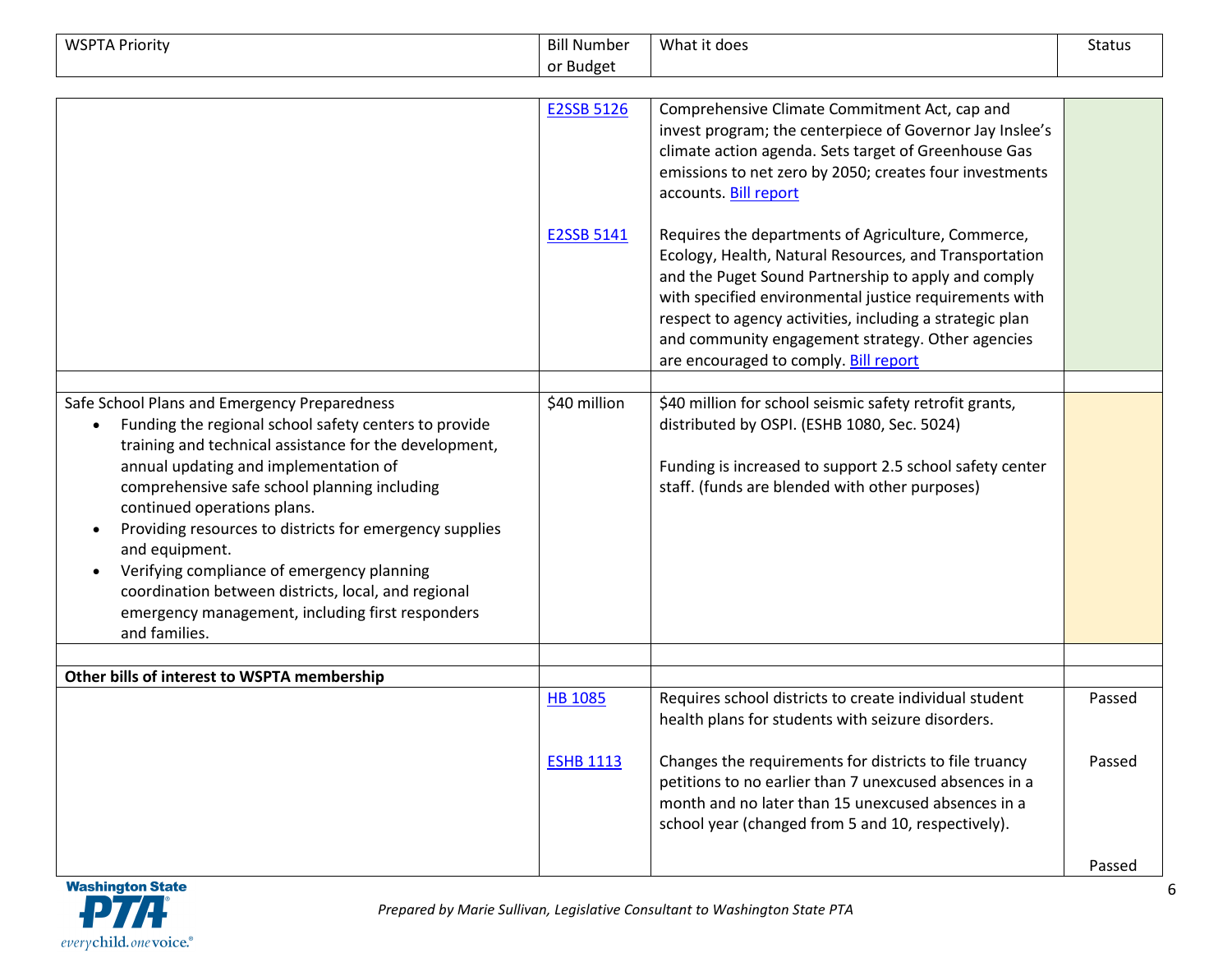| WSPTA Priority | Bill Number or Budget | What it does | Status |
|---|---|---|---|
| | E2SSB 5126 | Comprehensive Climate Commitment Act, cap and invest program; the centerpiece of Governor Jay Inslee's climate action agenda. Sets target of Greenhouse Gas emissions to net zero by 2050; creates four investments accounts. Bill report | |
| | E2SSB 5141 | Requires the departments of Agriculture, Commerce, Ecology, Health, Natural Resources, and Transportation and the Puget Sound Partnership to apply and comply with specified environmental justice requirements with respect to agency activities, including a strategic plan and community engagement strategy. Other agencies are encouraged to comply. Bill report | |
| | | | |
| Safe School Plans and Emergency Preparedness<br>• Funding the regional school safety centers to provide training and technical assistance for the development, annual updating and implementation of comprehensive safe school planning including continued operations plans.<br>• Providing resources to districts for emergency supplies and equipment.<br>• Verifying compliance of emergency planning coordination between districts, local, and regional emergency management, including first responders and families. | $40 million | $40 million for school seismic safety retrofit grants, distributed by OSPI. (ESHB 1080, Sec. 5024)<br><br>Funding is increased to support 2.5 school safety center staff. (funds are blended with other purposes) | |
| | | | |
| **Other bills of interest to WSPTA membership** | | | |
| | HB 1085 | Requires school districts to create individual student health plans for students with seizure disorders. | Passed |
| | ESHB 1113 | Changes the requirements for districts to file truancy petitions to no earlier than 7 unexcused absences in a month and no later than 15 unexcused absences in a school year (changed from 5 and 10, respectively). | Passed |
| | | | Passed |

*Prepared by Marie Sullivan, Legislative Consultant to Washington State PTA*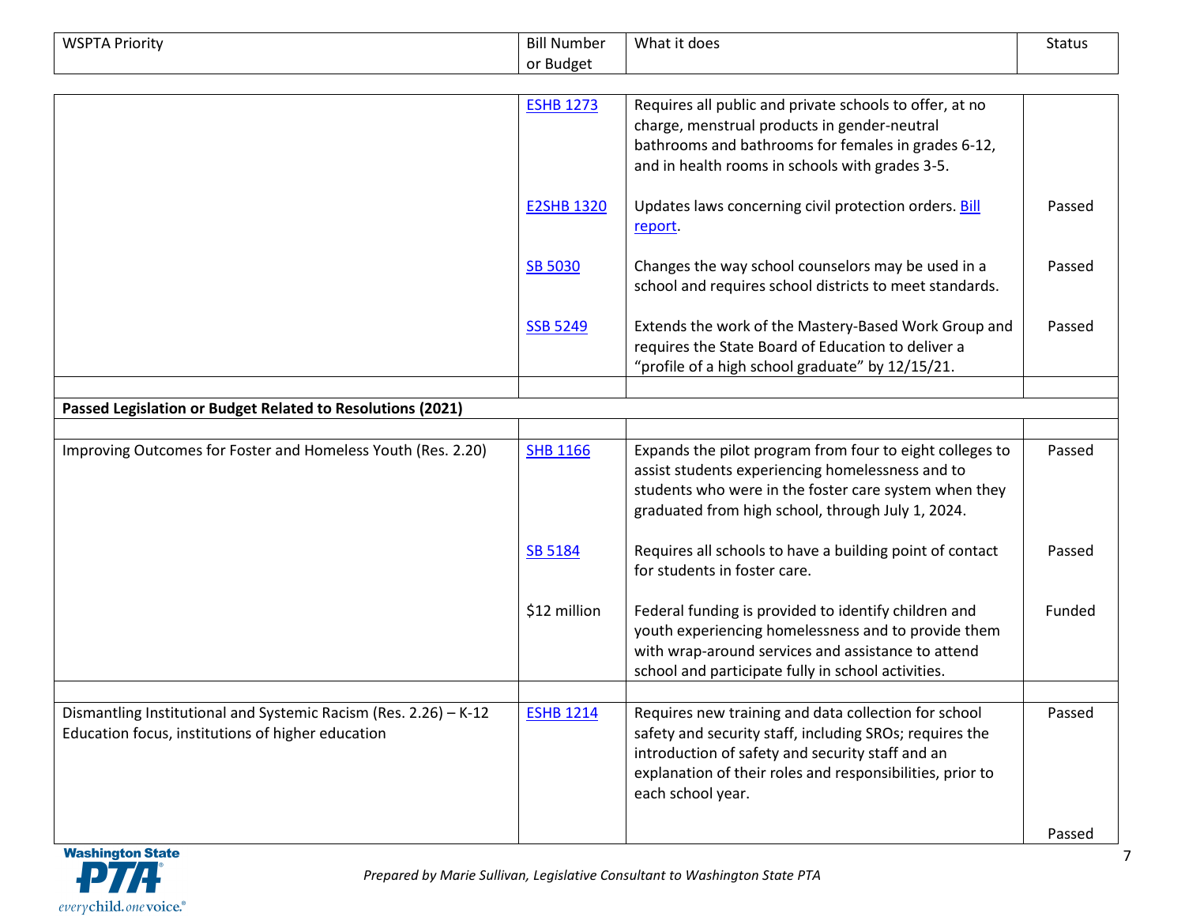| WSPTA Priority | Bill Number or Budget | What it does | Status |
|---|---|---|---|
| | ESHB 1273 | Requires all public and private schools to offer, at no charge, menstrual products in gender-neutral bathrooms and bathrooms for females in grades 6-12, and in health rooms in schools with grades 3-5. | |
| | E2SHB 1320 | Updates laws concerning civil protection orders. Bill report. | Passed |
| | SB 5030 | Changes the way school counselors may be used in a school and requires school districts to meet standards. | Passed |
| | SSB 5249 | Extends the work of the Mastery-Based Work Group and requires the State Board of Education to deliver a “profile of a high school graduate” by 12/15/21. | Passed |
| | | | |
| **Passed Legislation or Budget Related to Resolutions (2021)** | | | |
| | | | |
| Improving Outcomes for Foster and Homeless Youth (Res. 2.20) | SHB 1166 | Expands the pilot program from four to eight colleges to assist students experiencing homelessness and to students who were in the foster care system when they graduated from high school, through July 1, 2024. | Passed |
| | SB 5184 | Requires all schools to have a building point of contact for students in foster care. | Passed |
| | $12 million | Federal funding is provided to identify children and youth experiencing homelessness and to provide them with wrap-around services and assistance to attend school and participate fully in school activities. | Funded |
| | | | |
| Dismantling Institutional and Systemic Racism (Res. 2.26) – K-12 Education focus, institutions of higher education | ESHB 1214 | Requires new training and data collection for school safety and security staff, including SROs; requires the introduction of safety and security staff and an explanation of their roles and responsibilities, prior to each school year. | Passed |
| | | | Passed |

*Prepared by Marie Sullivan, Legislative Consultant to Washington State PTA*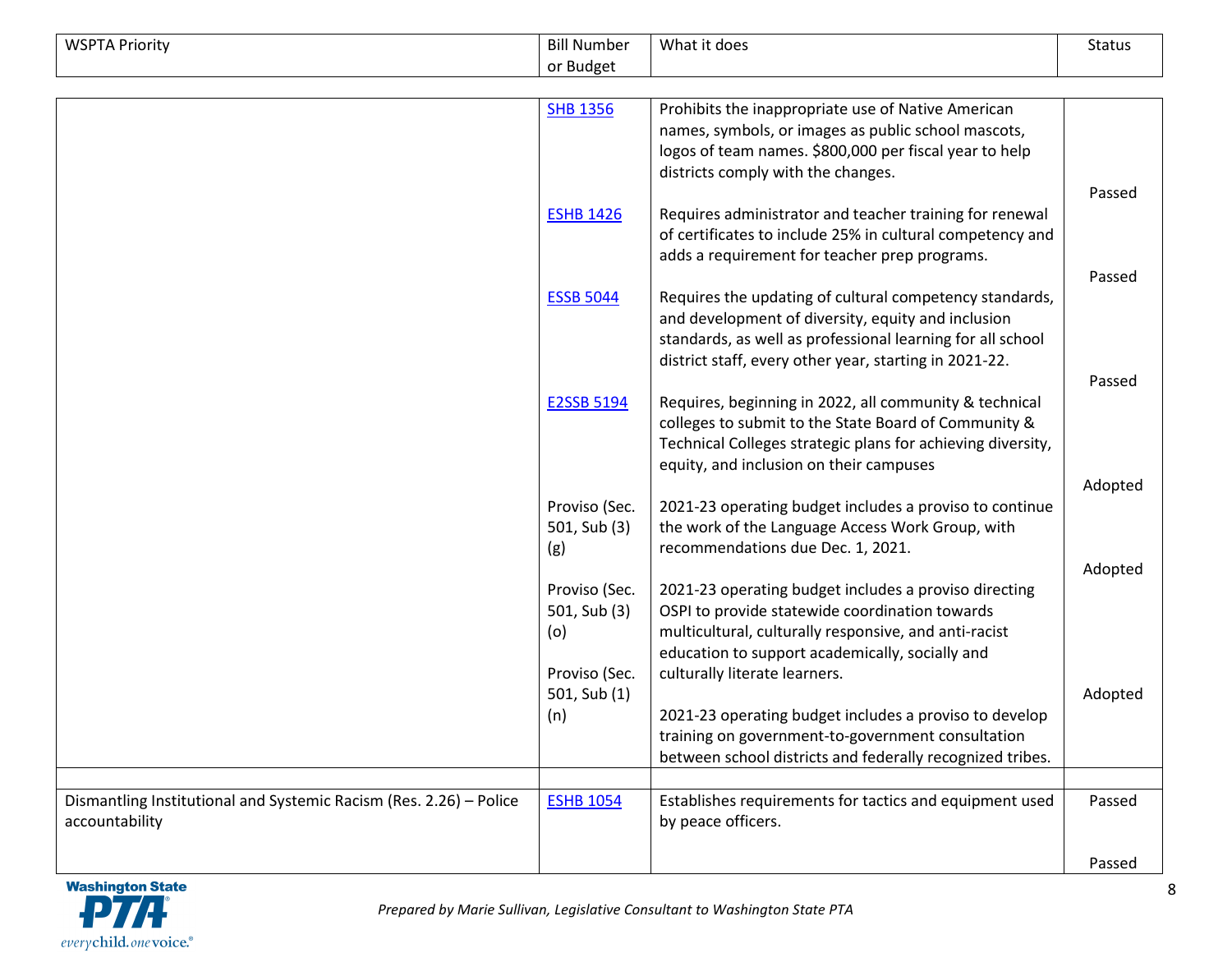| WSPTA Priority | Bill Number or Budget | What it does | Status |
|---|---|---|---|
| | SHB 1356 | Prohibits the inappropriate use of Native American names, symbols, or images as public school mascots, logos of team names. $800,000 per fiscal year to help districts comply with the changes. | Passed |
| | ESHB 1426 | Requires administrator and teacher training for renewal of certificates to include 25% in cultural competency and adds a requirement for teacher prep programs. | Passed |
| | ESSB 5044 | Requires the updating of cultural competency standards, and development of diversity, equity and inclusion standards, as well as professional learning for all school district staff, every other year, starting in 2021-22. | Passed |
| | E2SSB 5194 | Requires, beginning in 2022, all community & technical colleges to submit to the State Board of Community & Technical Colleges strategic plans for achieving diversity, equity, and inclusion on their campuses | Adopted |
| | Proviso (Sec. 501, Sub (3) (g) | 2021-23 operating budget includes a proviso to continue the work of the Language Access Work Group, with recommendations due Dec. 1, 2021. | Adopted |
| | Proviso (Sec. 501, Sub (3) (o) | 2021-23 operating budget includes a proviso directing OSPI to provide statewide coordination towards multicultural, culturally responsive, and anti-racist education to support academically, socially and culturally literate learners. | Adopted |
| | Proviso (Sec. 501, Sub (1) (n) | 2021-23 operating budget includes a proviso to develop training on government-to-government consultation between school districts and federally recognized tribes. | |
| | | | |
| Dismantling Institutional and Systemic Racism (Res. 2.26) – Police accountability | ESHB 1054 | Establishes requirements for tactics and equipment used by peace officers. | Passed |
| | | | Passed |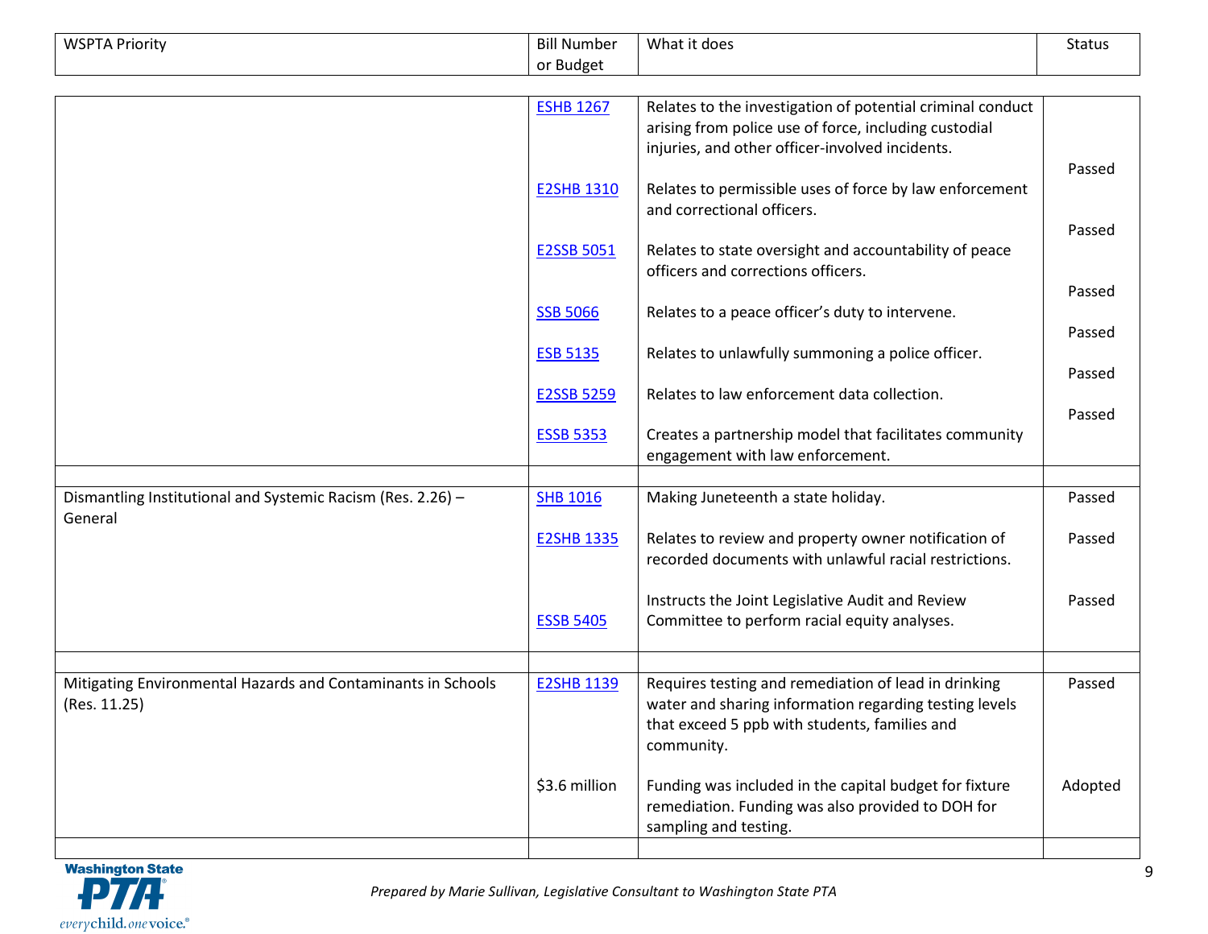| WSPTA Priority | Bill Number or Budget | What it does | Status |
|---|---|---|---|
| | ESHB 1267 | Relates to the investigation of potential criminal conduct arising from police use of force, including custodial injuries, and other officer-involved incidents. | Passed |
| | E2SHB 1310 | Relates to permissible uses of force by law enforcement and correctional officers. | Passed |
| | E2SSB 5051 | Relates to state oversight and accountability of peace officers and corrections officers. | Passed |
| | SSB 5066 | Relates to a peace officer's duty to intervene. | Passed |
| | ESB 5135 | Relates to unlawfully summoning a police officer. | Passed |
| | E2SSB 5259 | Relates to law enforcement data collection. | Passed |
| | ESSB 5353 | Creates a partnership model that facilitates community engagement with law enforcement. | |
| | | | |
| Dismantling Institutional and Systemic Racism (Res. 2.26) – General | SHB 1016 | Making Juneteenth a state holiday. | Passed |
| | E2SHB 1335 | Relates to review and property owner notification of recorded documents with unlawful racial restrictions. | Passed |
| | ESSB 5405 | Instructs the Joint Legislative Audit and Review Committee to perform racial equity analyses. | Passed |
| | | | |
| Mitigating Environmental Hazards and Contaminants in Schools (Res. 11.25) | E2SHB 1139 | Requires testing and remediation of lead in drinking water and sharing information regarding testing levels that exceed 5 ppb with students, families and community. | Passed |
| | $3.6 million | Funding was included in the capital budget for fixture remediation. Funding was also provided to DOH for sampling and testing. | Adopted |
| | | | |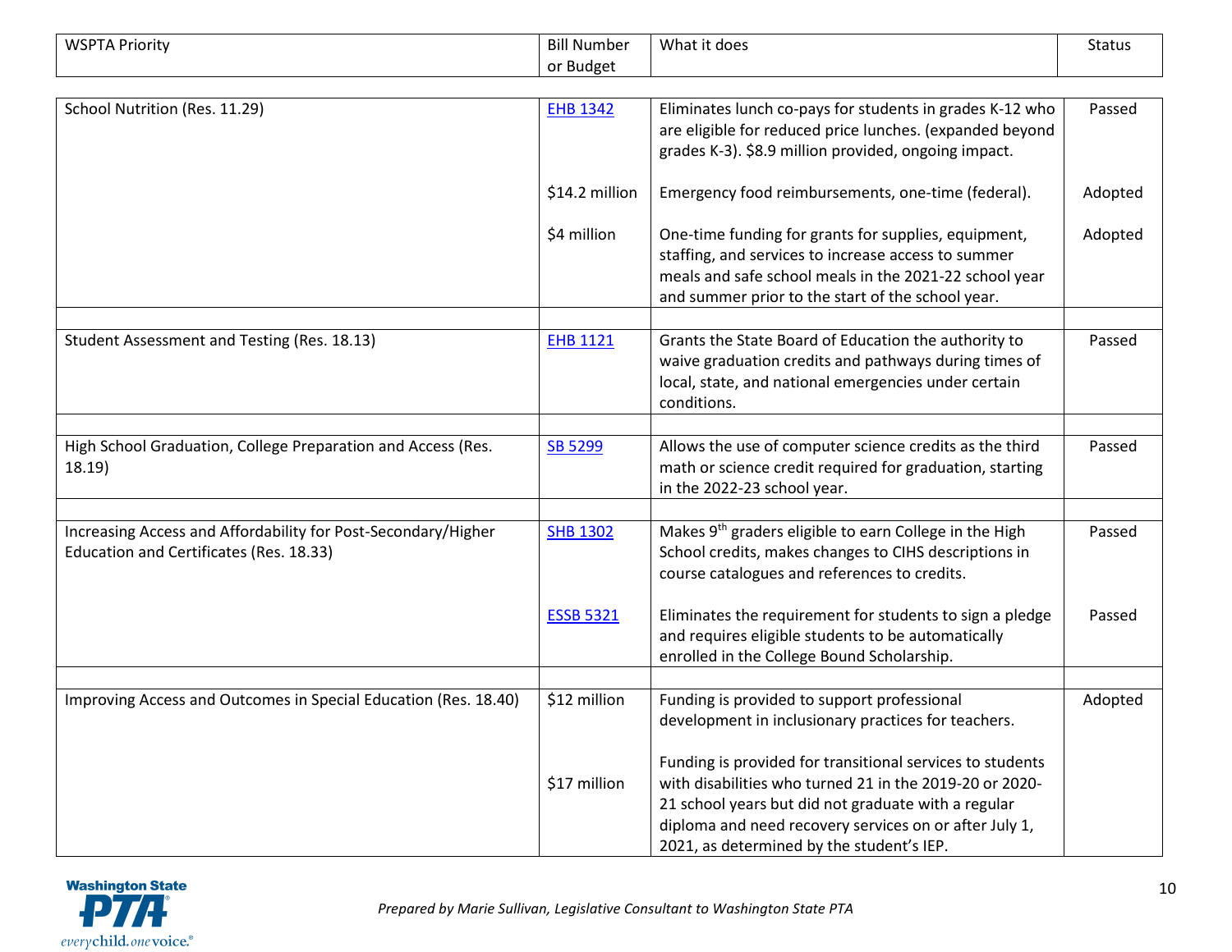| WSPTA Priority | Bill Number or Budget | What it does | Status |
|---|---|---|---|
| School Nutrition (Res. 11.29) | EHB 1342 | Eliminates lunch co-pays for students in grades K-12 who are eligible for reduced price lunches. (expanded beyond grades K-3). $8.9 million provided, ongoing impact. | Passed |
| | $14.2 million | Emergency food reimbursements, one-time (federal). | Adopted |
| | $4 million | One-time funding for grants for supplies, equipment, staffing, and services to increase access to summer meals and safe school meals in the 2021-22 school year and summer prior to the start of the school year. | Adopted |
| | | | |
| Student Assessment and Testing (Res. 18.13) | EHB 1121 | Grants the State Board of Education the authority to waive graduation credits and pathways during times of local, state, and national emergencies under certain conditions. | Passed |
| | | | |
| High School Graduation, College Preparation and Access (Res. 18.19) | SB 5299 | Allows the use of computer science credits as the third math or science credit required for graduation, starting in the 2022-23 school year. | Passed |
| | | | |
| Increasing Access and Affordability for Post-Secondary/Higher Education and Certificates (Res. 18.33) | SHB 1302 | Makes 9th graders eligible to earn College in the High School credits, makes changes to CIHS descriptions in course catalogues and references to credits. | Passed |
| | ESSB 5321 | Eliminates the requirement for students to sign a pledge and requires eligible students to be automatically enrolled in the College Bound Scholarship. | Passed |
| | | | |
| Improving Access and Outcomes in Special Education (Res. 18.40) | $12 million | Funding is provided to support professional development in inclusionary practices for teachers. | Adopted |
| | $17 million | Funding is provided for transitional services to students with disabilities who turned 21 in the 2019-20 or 2020-21 school years but did not graduate with a regular diploma and need recovery services on or after July 1, 2021, as determined by the student's IEP. | |

*Prepared by Marie Sullivan, Legislative Consultant to Washington State PTA*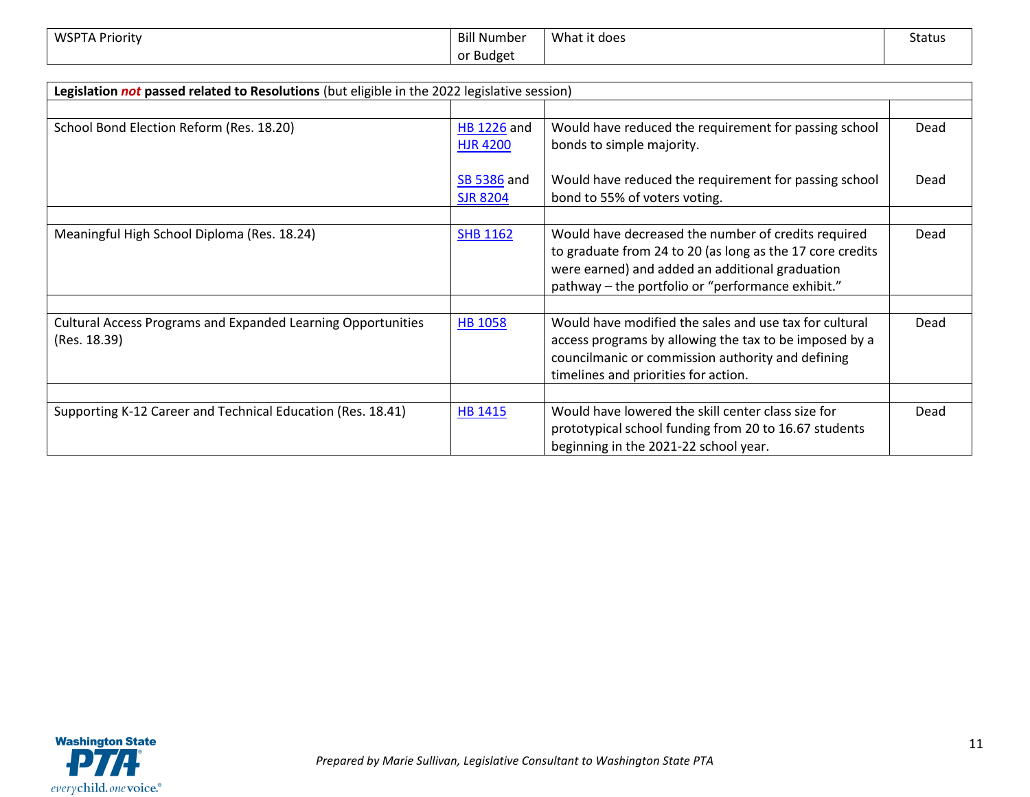| WSPTA Priority | Bill Number or Budget | What it does | Status |
|---|---|---|---|
| **Legislation *not* passed related to Resolutions** (but eligible in the 2022 legislative session) | | | |
| | | | |
| School Bond Election Reform (Res. 18.20) | HB 1226 and HJR 4200 | Would have reduced the requirement for passing school bonds to simple majority. | Dead |
| | SB 5386 and SJR 8204 | Would have reduced the requirement for passing school bond to 55% of voters voting. | Dead |
| | | | |
| Meaningful High School Diploma (Res. 18.24) | SHB 1162 | Would have decreased the number of credits required to graduate from 24 to 20 (as long as the 17 core credits were earned) and added an additional graduation pathway – the portfolio or "performance exhibit." | Dead |
| | | | |
| Cultural Access Programs and Expanded Learning Opportunities (Res. 18.39) | HB 1058 | Would have modified the sales and use tax for cultural access programs by allowing the tax to be imposed by a councilmanic or commission authority and defining timelines and priorities for action. | Dead |
| | | | |
| Supporting K-12 Career and Technical Education (Res. 18.41) | HB 1415 | Would have lowered the skill center class size for prototypical school funding from 20 to 16.67 students beginning in the 2021-22 school year. | Dead |

*Prepared by Marie Sullivan, Legislative Consultant to Washington State PTA*